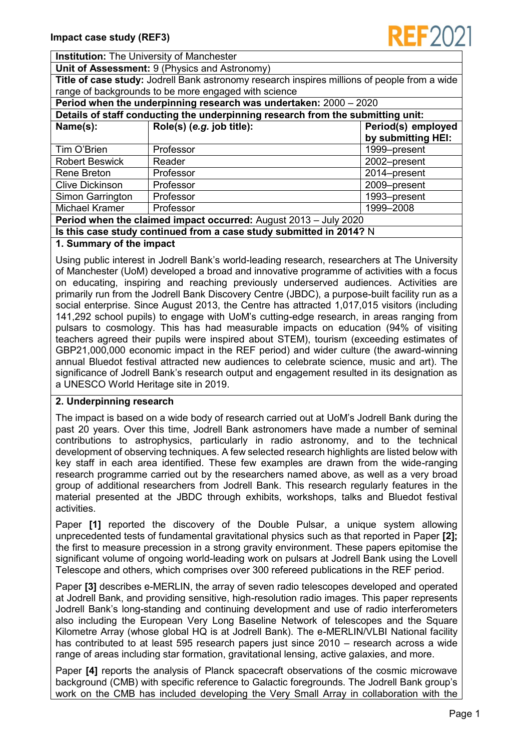# Impact case study (REF3)

**Institution:** The University of Manchester

**Unit of Assessment:** 9 (Physics and Astronomy)

**Title of case study:** Jodrell Bank astronomy research inspires millions of people from a wide range of backgrounds to be more engaged with science

**Period when the underpinning research was undertaken:** 2000 – 2020

**Details of staff conducting the underpinning research from the submitting unit:**

| Name(s): | Role(s) (*e.g.* job title): | Period(s) employed by submitting HEI: |
|---|---|---|
| Tim O'Brien | Professor | 1999–present |
| Robert Beswick | Reader | 2002–present |
| Rene Breton | Professor | 2014–present |
| Clive Dickinson | Professor | 2009–present |
| Simon Garrington | Professor | 1993–present |
| Michael Kramer | Professor | 1999–2008 |

**Period when the claimed impact occurred:** August 2013 – July 2020

**Is this case study continued from a case study submitted in 2014?** N

## 1. Summary of the impact

Using public interest in Jodrell Bank's world-leading research, researchers at The University of Manchester (UoM) developed a broad and innovative programme of activities with a focus on educating, inspiring and reaching previously underserved audiences. Activities are primarily run from the Jodrell Bank Discovery Centre (JBDC), a purpose-built facility run as a social enterprise. Since August 2013, the Centre has attracted 1,017,015 visitors (including 141,292 school pupils) to engage with UoM's cutting-edge research, in areas ranging from pulsars to cosmology. This has had measurable impacts on education (94% of visiting teachers agreed their pupils were inspired about STEM), tourism (exceeding estimates of GBP21,000,000 economic impact in the REF period) and wider culture (the award-winning annual Bluedot festival attracted new audiences to celebrate science, music and art). The significance of Jodrell Bank's research output and engagement resulted in its designation as a UNESCO World Heritage site in 2019.

## 2. Underpinning research

The impact is based on a wide body of research carried out at UoM's Jodrell Bank during the past 20 years. Over this time, Jodrell Bank astronomers have made a number of seminal contributions to astrophysics, particularly in radio astronomy, and to the technical development of observing techniques. A few selected research highlights are listed below with key staff in each area identified. These few examples are drawn from the wide-ranging research programme carried out by the researchers named above, as well as a very broad group of additional researchers from Jodrell Bank. This research regularly features in the material presented at the JBDC through exhibits, workshops, talks and Bluedot festival activities.

Paper **[1]** reported the discovery of the Double Pulsar, a unique system allowing unprecedented tests of fundamental gravitational physics such as that reported in Paper **[2];** the first to measure precession in a strong gravity environment. These papers epitomise the significant volume of ongoing world-leading work on pulsars at Jodrell Bank using the Lovell Telescope and others, which comprises over 300 refereed publications in the REF period.

Paper **[3]** describes e-MERLIN, the array of seven radio telescopes developed and operated at Jodrell Bank, and providing sensitive, high-resolution radio images. This paper represents Jodrell Bank's long-standing and continuing development and use of radio interferometers also including the European Very Long Baseline Network of telescopes and the Square Kilometre Array (whose global HQ is at Jodrell Bank). The e-MERLIN/VLBI National facility has contributed to at least 595 research papers just since 2010 – research across a wide range of areas including star formation, gravitational lensing, active galaxies, and more.

Paper **[4]** reports the analysis of Planck spacecraft observations of the cosmic microwave background (CMB) with specific reference to Galactic foregrounds. The Jodrell Bank group's work on the CMB has included developing the Very Small Array in collaboration with the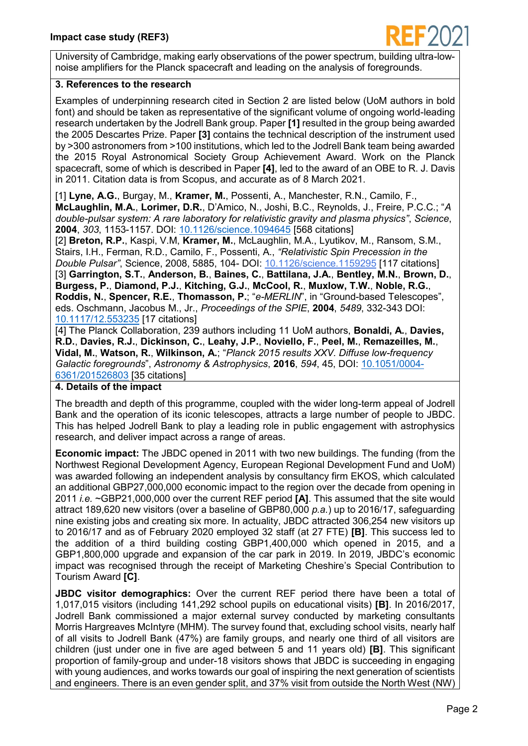University of Cambridge, making early observations of the power spectrum, building ultra-low-noise amplifiers for the Planck spacecraft and leading on the analysis of foregrounds.

## 3. References to the research

Examples of underpinning research cited in Section 2 are listed below (UoM authors in bold font) and should be taken as representative of the significant volume of ongoing world-leading research undertaken by the Jodrell Bank group. Paper **[1]** resulted in the group being awarded the 2005 Descartes Prize. Paper **[3]** contains the technical description of the instrument used by >300 astronomers from >100 institutions, which led to the Jodrell Bank team being awarded the 2015 Royal Astronomical Society Group Achievement Award. Work on the Planck spacecraft, some of which is described in Paper **[4]**, led to the award of an OBE to R. J. Davis in 2011. Citation data is from Scopus, and accurate as of 8 March 2021.

[1] **Lyne, A.G.**, Burgay, M., **Kramer, M.**, Possenti, A., Manchester, R.N., Camilo, F., **McLaughlin, M.A.**, **Lorimer, D.R.**, D'Amico, N., Joshi, B.C., Reynolds, J., Freire, P.C.C.; "*A double-pulsar system: A rare laboratory for relativistic gravity and plasma physics"*, *Science*, **2004**, *303*, 1153-1157. DOI: 10.1126/science.1094645 [568 citations]

[2] **Breton, R.P.**, Kaspi, V.M, **Kramer, M.**, McLaughlin, M.A., Lyutikov, M., Ransom, S.M., Stairs, I.H., Ferman, R.D., Camilo, F., Possenti, A., *"Relativistic Spin Precession in the Double Pulsar"*, Science, 2008, 5885, 104- DOI: 10.1126/science.1159295 [117 citations]

[3] **Garrington, S.T.**, **Anderson, B.**, **Baines, C.**, **Battilana, J.A.**, **Bentley, M.N.**, **Brown, D.**, **Burgess, P.**, **Diamond, P.J.**, **Kitching, G.J.**, **McCool, R.**, **Muxlow, T.W.**, **Noble, R.G.**, **Roddis, N.**, **Spencer, R.E.**, **Thomasson, P.**; "*e-MERLIN*", in "Ground-based Telescopes", eds. Oschmann, Jacobus M., Jr., *Proceedings of the SPIE*, **2004**, *5489*, 332-343 DOI: 10.1117/12.553235 [17 citations]

[4] The Planck Collaboration, 239 authors including 11 UoM authors, **Bonaldi, A.**, **Davies, R.D.**, **Davies, R.J.**, **Dickinson, C.**, **Leahy, J.P.**, **Noviello, F.**, **Peel, M.**, **Remazeilles, M.**, **Vidal, M.**, **Watson, R.**, **Wilkinson, A.**; "*Planck 2015 results XXV. Diffuse low-frequency Galactic foregrounds*", *Astronomy & Astrophysics*, **2016**, *594*, 45, DOI: 10.1051/0004-6361/201526803 [35 citations]

## 4. Details of the impact

The breadth and depth of this programme, coupled with the wider long-term appeal of Jodrell Bank and the operation of its iconic telescopes, attracts a large number of people to JBDC. This has helped Jodrell Bank to play a leading role in public engagement with astrophysics research, and deliver impact across a range of areas.

**Economic impact:** The JBDC opened in 2011 with two new buildings. The funding (from the Northwest Regional Development Agency, European Regional Development Fund and UoM) was awarded following an independent analysis by consultancy firm EKOS, which calculated an additional GBP27,000,000 economic impact to the region over the decade from opening in 2011 *i.e.* ~GBP21,000,000 over the current REF period **[A]**. This assumed that the site would attract 189,620 new visitors (over a baseline of GBP80,000 *p.a.*) up to 2016/17, safeguarding nine existing jobs and creating six more. In actuality, JBDC attracted 306,254 new visitors up to 2016/17 and as of February 2020 employed 32 staff (at 27 FTE) **[B]**. This success led to the addition of a third building costing GBP1,400,000 which opened in 2015, and a GBP1,800,000 upgrade and expansion of the car park in 2019. In 2019, JBDC's economic impact was recognised through the receipt of Marketing Cheshire's Special Contribution to Tourism Award **[C]**.

**JBDC visitor demographics:** Over the current REF period there have been a total of 1,017,015 visitors (including 141,292 school pupils on educational visits) **[B]**. In 2016/2017, Jodrell Bank commissioned a major external survey conducted by marketing consultants Morris Hargreaves McIntyre (MHM). The survey found that, excluding school visits, nearly half of all visits to Jodrell Bank (47%) are family groups, and nearly one third of all visitors are children (just under one in five are aged between 5 and 11 years old) **[B]**. This significant proportion of family-group and under-18 visitors shows that JBDC is succeeding in engaging with young audiences, and works towards our goal of inspiring the next generation of scientists and engineers. There is an even gender split, and 37% visit from outside the North West (NW)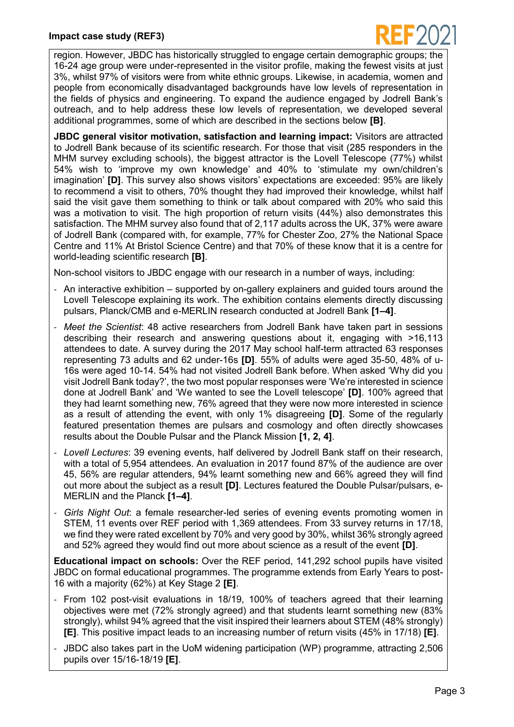region. However, JBDC has historically struggled to engage certain demographic groups; the 16-24 age group were under-represented in the visitor profile, making the fewest visits at just 3%, whilst 97% of visitors were from white ethnic groups. Likewise, in academia, women and people from economically disadvantaged backgrounds have low levels of representation in the fields of physics and engineering. To expand the audience engaged by Jodrell Bank's outreach, and to help address these low levels of representation, we developed several additional programmes, some of which are described in the sections below **[B]**.

**JBDC general visitor motivation, satisfaction and learning impact:** Visitors are attracted to Jodrell Bank because of its scientific research. For those that visit (285 responders in the MHM survey excluding schools), the biggest attractor is the Lovell Telescope (77%) whilst 54% wish to 'improve my own knowledge' and 40% to 'stimulate my own/children's imagination' **[D]**. This survey also shows visitors' expectations are exceeded: 95% are likely to recommend a visit to others, 70% thought they had improved their knowledge, whilst half said the visit gave them something to think or talk about compared with 20% who said this was a motivation to visit. The high proportion of return visits (44%) also demonstrates this satisfaction. The MHM survey also found that of 2,117 adults across the UK, 37% were aware of Jodrell Bank (compared with, for example, 77% for Chester Zoo, 27% the National Space Centre and 11% At Bristol Science Centre) and that 70% of these know that it is a centre for world-leading scientific research **[B]**.

Non-school visitors to JBDC engage with our research in a number of ways, including:

- An interactive exhibition – supported by on-gallery explainers and guided tours around the Lovell Telescope explaining its work. The exhibition contains elements directly discussing pulsars, Planck/CMB and e-MERLIN research conducted at Jodrell Bank **[1–4]**.
- *Meet the Scientist*: 48 active researchers from Jodrell Bank have taken part in sessions describing their research and answering questions about it, engaging with >16,113 attendees to date. A survey during the 2017 May school half-term attracted 63 responses representing 73 adults and 62 under-16s **[D]**. 55% of adults were aged 35-50, 48% of u-16s were aged 10-14. 54% had not visited Jodrell Bank before. When asked 'Why did you visit Jodrell Bank today?', the two most popular responses were 'We're interested in science done at Jodrell Bank' and 'We wanted to see the Lovell telescope' **[D]**. 100% agreed that they had learnt something new, 76% agreed that they were now more interested in science as a result of attending the event, with only 1% disagreeing **[D]**. Some of the regularly featured presentation themes are pulsars and cosmology and often directly showcases results about the Double Pulsar and the Planck Mission **[1, 2, 4]**.
- *Lovell Lectures*: 39 evening events, half delivered by Jodrell Bank staff on their research, with a total of 5,954 attendees. An evaluation in 2017 found 87% of the audience are over 45, 56% are regular attenders, 94% learnt something new and 66% agreed they will find out more about the subject as a result **[D]**. Lectures featured the Double Pulsar/pulsars, e-MERLIN and the Planck **[1–4]**.
- *Girls Night Out*: a female researcher-led series of evening events promoting women in STEM, 11 events over REF period with 1,369 attendees. From 33 survey returns in 17/18, we find they were rated excellent by 70% and very good by 30%, whilst 36% strongly agreed and 52% agreed they would find out more about science as a result of the event **[D]**.

**Educational impact on schools:** Over the REF period, 141,292 school pupils have visited JBDC on formal educational programmes. The programme extends from Early Years to post-16 with a majority (62%) at Key Stage 2 **[E]**.

- From 102 post-visit evaluations in 18/19, 100% of teachers agreed that their learning objectives were met (72% strongly agreed) and that students learnt something new (83% strongly), whilst 94% agreed that the visit inspired their learners about STEM (48% strongly) **[E]**. This positive impact leads to an increasing number of return visits (45% in 17/18) **[E]**.
- JBDC also takes part in the UoM widening participation (WP) programme, attracting 2,506 pupils over 15/16-18/19 **[E]**.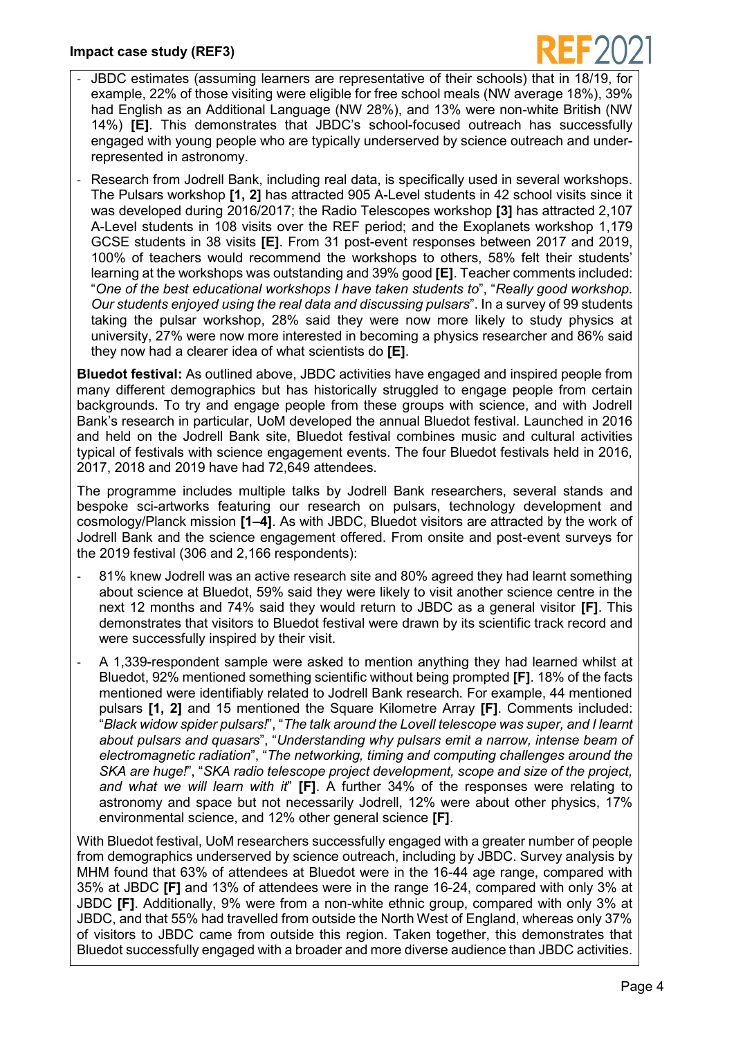- JBDC estimates (assuming learners are representative of their schools) that in 18/19, for example, 22% of those visiting were eligible for free school meals (NW average 18%), 39% had English as an Additional Language (NW 28%), and 13% were non-white British (NW 14%) **[E]**. This demonstrates that JBDC's school-focused outreach has successfully engaged with young people who are typically underserved by science outreach and under-represented in astronomy.
- Research from Jodrell Bank, including real data, is specifically used in several workshops. The Pulsars workshop **[1, 2]** has attracted 905 A-Level students in 42 school visits since it was developed during 2016/2017; the Radio Telescopes workshop **[3]** has attracted 2,107 A-Level students in 108 visits over the REF period; and the Exoplanets workshop 1,179 GCSE students in 38 visits **[E]**. From 31 post-event responses between 2017 and 2019, 100% of teachers would recommend the workshops to others, 58% felt their students' learning at the workshops was outstanding and 39% good **[E]**. Teacher comments included: "*One of the best educational workshops I have taken students to*", "*Really good workshop. Our students enjoyed using the real data and discussing pulsars*". In a survey of 99 students taking the pulsar workshop, 28% said they were now more likely to study physics at university, 27% were now more interested in becoming a physics researcher and 86% said they now had a clearer idea of what scientists do **[E]**.

**Bluedot festival:** As outlined above, JBDC activities have engaged and inspired people from many different demographics but has historically struggled to engage people from certain backgrounds. To try and engage people from these groups with science, and with Jodrell Bank's research in particular, UoM developed the annual Bluedot festival. Launched in 2016 and held on the Jodrell Bank site, Bluedot festival combines music and cultural activities typical of festivals with science engagement events. The four Bluedot festivals held in 2016, 2017, 2018 and 2019 have had 72,649 attendees.

The programme includes multiple talks by Jodrell Bank researchers, several stands and bespoke sci-artworks featuring our research on pulsars, technology development and cosmology/Planck mission **[1–4]**. As with JBDC, Bluedot visitors are attracted by the work of Jodrell Bank and the science engagement offered. From onsite and post-event surveys for the 2019 festival (306 and 2,166 respondents):

- 81% knew Jodrell was an active research site and 80% agreed they had learnt something about science at Bluedot, 59% said they were likely to visit another science centre in the next 12 months and 74% said they would return to JBDC as a general visitor **[F]**. This demonstrates that visitors to Bluedot festival were drawn by its scientific track record and were successfully inspired by their visit.
- A 1,339-respondent sample were asked to mention anything they had learned whilst at Bluedot, 92% mentioned something scientific without being prompted **[F]**. 18% of the facts mentioned were identifiably related to Jodrell Bank research. For example, 44 mentioned pulsars **[1, 2]** and 15 mentioned the Square Kilometre Array **[F]**. Comments included: "*Black widow spider pulsars!*", "*The talk around the Lovell telescope was super, and I learnt about pulsars and quasars*", "*Understanding why pulsars emit a narrow, intense beam of electromagnetic radiation*", "*The networking, timing and computing challenges around the SKA are huge!*", "*SKA radio telescope project development, scope and size of the project, and what we will learn with it*" **[F]**. A further 34% of the responses were relating to astronomy and space but not necessarily Jodrell, 12% were about other physics, 17% environmental science, and 12% other general science **[F]**.

With Bluedot festival, UoM researchers successfully engaged with a greater number of people from demographics underserved by science outreach, including by JBDC. Survey analysis by MHM found that 63% of attendees at Bluedot were in the 16-44 age range, compared with 35% at JBDC **[F]** and 13% of attendees were in the range 16-24, compared with only 3% at JBDC **[F]**. Additionally, 9% were from a non-white ethnic group, compared with only 3% at JBDC, and that 55% had travelled from outside the North West of England, whereas only 37% of visitors to JBDC came from outside this region. Taken together, this demonstrates that Bluedot successfully engaged with a broader and more diverse audience than JBDC activities.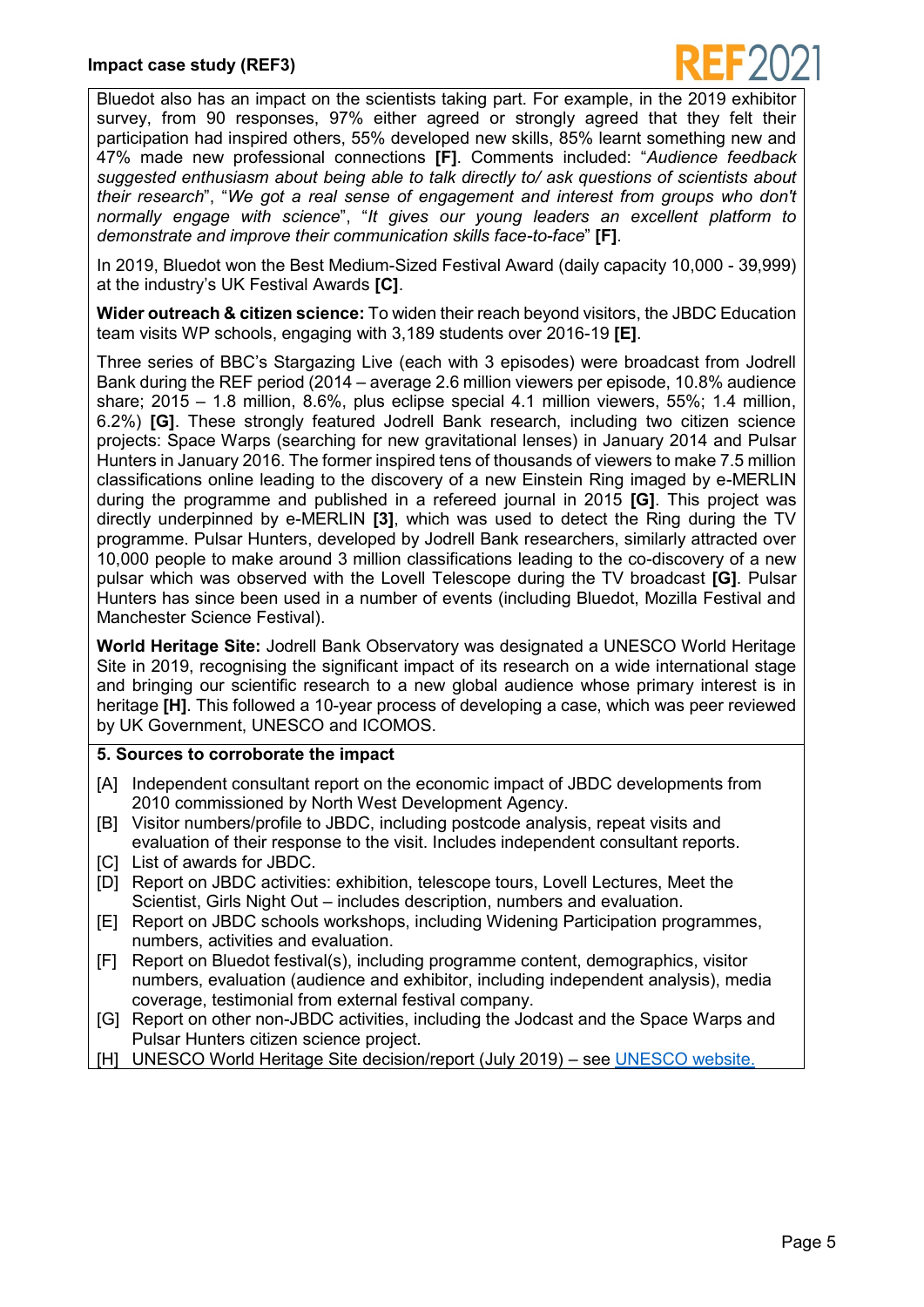Bluedot also has an impact on the scientists taking part. For example, in the 2019 exhibitor survey, from 90 responses, 97% either agreed or strongly agreed that they felt their participation had inspired others, 55% developed new skills, 85% learnt something new and 47% made new professional connections **[F]**. Comments included: "*Audience feedback suggested enthusiasm about being able to talk directly to/ ask questions of scientists about their research*", "*We got a real sense of engagement and interest from groups who don't normally engage with science*", "*It gives our young leaders an excellent platform to demonstrate and improve their communication skills face-to-face*" **[F]**.

In 2019, Bluedot won the Best Medium-Sized Festival Award (daily capacity 10,000 - 39,999) at the industry's UK Festival Awards **[C]**.

**Wider outreach & citizen science:** To widen their reach beyond visitors, the JBDC Education team visits WP schools, engaging with 3,189 students over 2016-19 **[E]**.

Three series of BBC's Stargazing Live (each with 3 episodes) were broadcast from Jodrell Bank during the REF period (2014 – average 2.6 million viewers per episode, 10.8% audience share; 2015 – 1.8 million, 8.6%, plus eclipse special 4.1 million viewers, 55%; 1.4 million, 6.2%) **[G]**. These strongly featured Jodrell Bank research, including two citizen science projects: Space Warps (searching for new gravitational lenses) in January 2014 and Pulsar Hunters in January 2016. The former inspired tens of thousands of viewers to make 7.5 million classifications online leading to the discovery of a new Einstein Ring imaged by e-MERLIN during the programme and published in a refereed journal in 2015 **[G]**. This project was directly underpinned by e-MERLIN **[3]**, which was used to detect the Ring during the TV programme. Pulsar Hunters, developed by Jodrell Bank researchers, similarly attracted over 10,000 people to make around 3 million classifications leading to the co-discovery of a new pulsar which was observed with the Lovell Telescope during the TV broadcast **[G]**. Pulsar Hunters has since been used in a number of events (including Bluedot, Mozilla Festival and Manchester Science Festival).

**World Heritage Site:** Jodrell Bank Observatory was designated a UNESCO World Heritage Site in 2019, recognising the significant impact of its research on a wide international stage and bringing our scientific research to a new global audience whose primary interest is in heritage **[H]**. This followed a 10-year process of developing a case, which was peer reviewed by UK Government, UNESCO and ICOMOS.

## 5. Sources to corroborate the impact

- [A] Independent consultant report on the economic impact of JBDC developments from 2010 commissioned by North West Development Agency.
- [B] Visitor numbers/profile to JBDC, including postcode analysis, repeat visits and evaluation of their response to the visit. Includes independent consultant reports.
- [C] List of awards for JBDC.
- [D] Report on JBDC activities: exhibition, telescope tours, Lovell Lectures, Meet the Scientist, Girls Night Out – includes description, numbers and evaluation.
- [E] Report on JBDC schools workshops, including Widening Participation programmes, numbers, activities and evaluation.
- [F] Report on Bluedot festival(s), including programme content, demographics, visitor numbers, evaluation (audience and exhibitor, including independent analysis), media coverage, testimonial from external festival company.
- [G] Report on other non-JBDC activities, including the Jodcast and the Space Warps and Pulsar Hunters citizen science project.
- [H] UNESCO World Heritage Site decision/report (July 2019) – see UNESCO website.